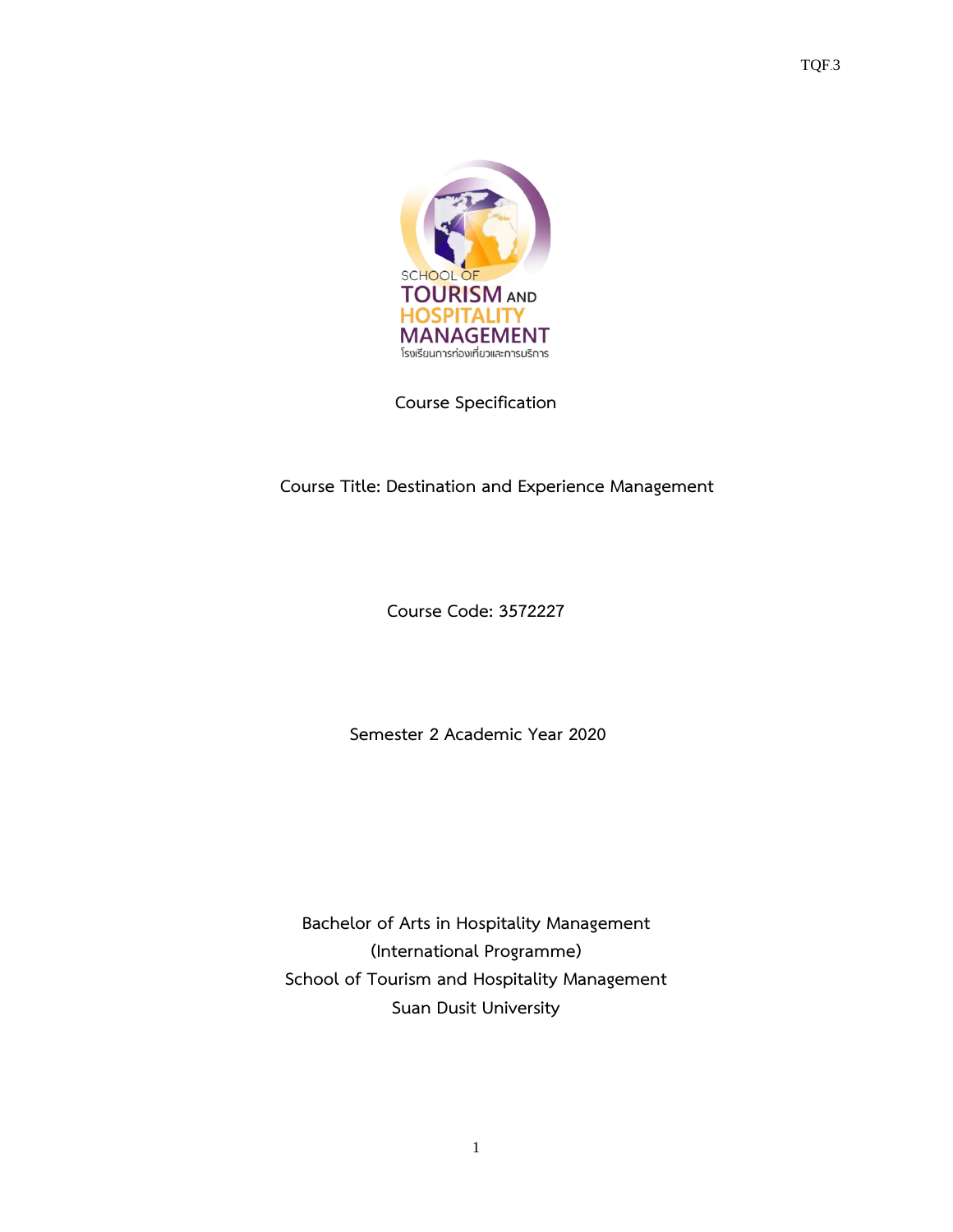TQF.3

Course Specification

Course Title: Destination and Experience Management

Course Code: 3572227

Semester 2 Academic Year 2020

Bachelor of Arts in Hospitality Management
(International Programme)
School of Tourism and Hospitality Management
Suan Dusit University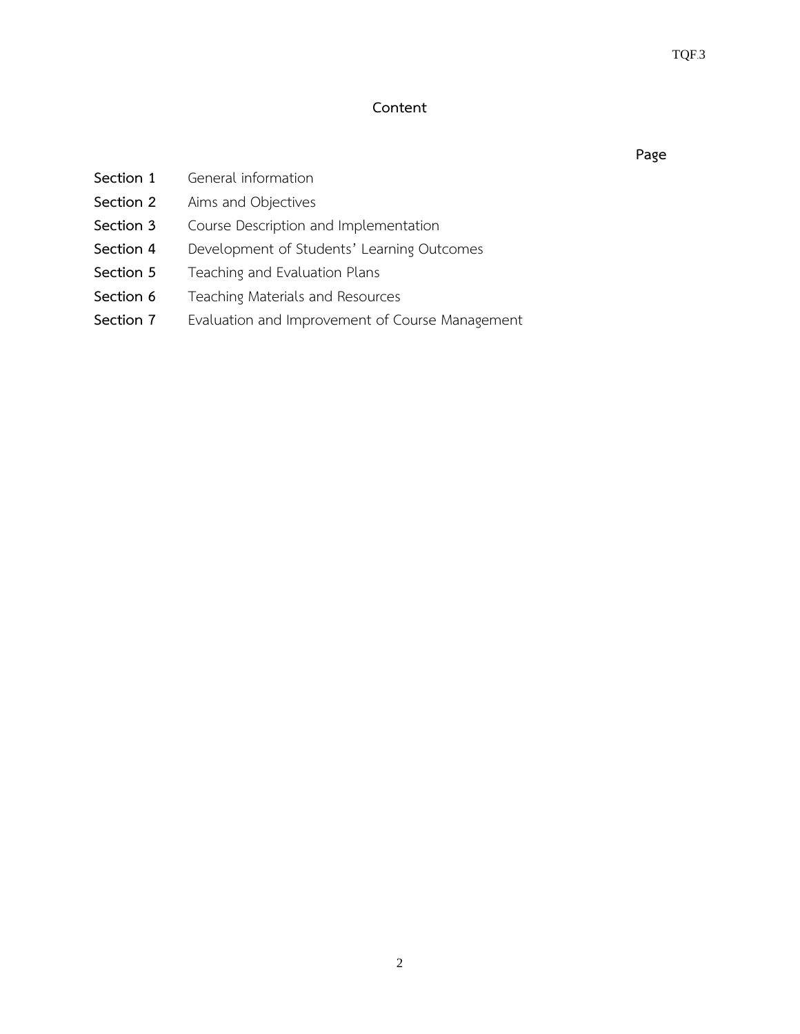# Content

| | | Page |
|---|---|---|
| **Section 1** | General information | |
| **Section 2** | Aims and Objectives | |
| **Section 3** | Course Description and Implementation | |
| **Section 4** | Development of Students' Learning Outcomes | |
| **Section 5** | Teaching and Evaluation Plans | |
| **Section 6** | Teaching Materials and Resources | |
| **Section 7** | Evaluation and Improvement of Course Management | |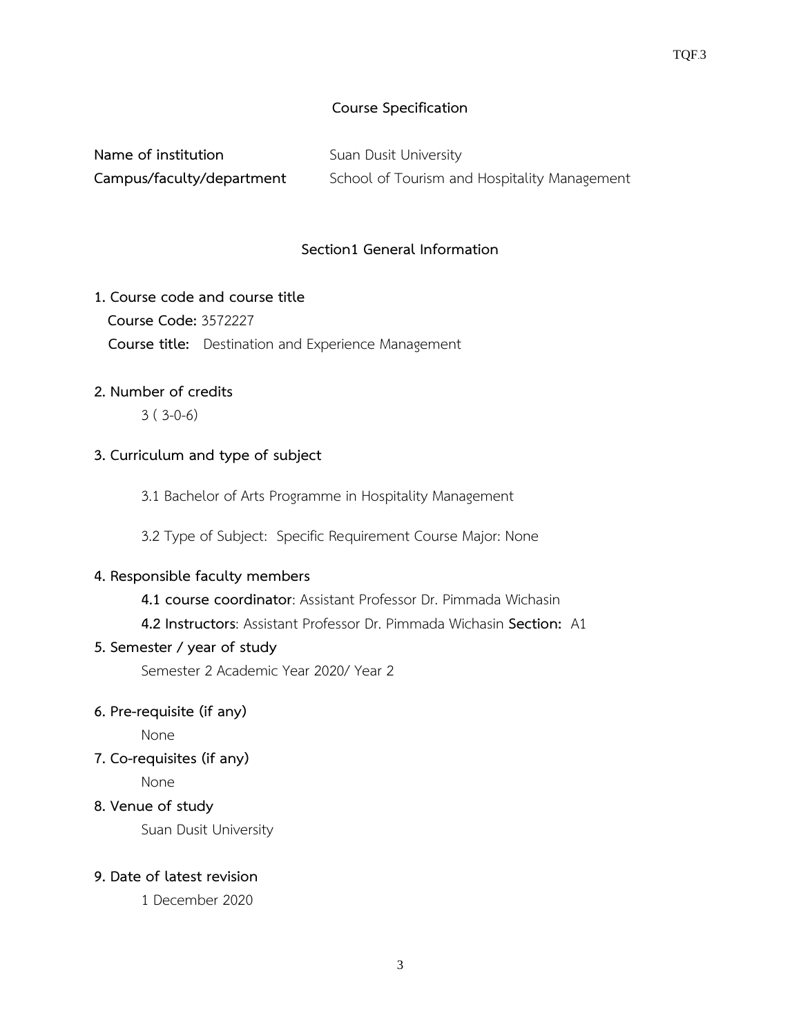# Course Specification

**Name of institution** Suan Dusit University

**Campus/faculty/department** School of Tourism and Hospitality Management

## Section1 General Information

**1. Course code and course title**

**Course Code:** 3572227

**Course title:** Destination and Experience Management

**2. Number of credits**

3 ( 3-0-6)

**3. Curriculum and type of subject**

3.1 Bachelor of Arts Programme in Hospitality Management

3.2 Type of Subject: Specific Requirement Course Major: None

**4. Responsible faculty members**

**4.1 course coordinator**: Assistant Professor Dr. Pimmada Wichasin

**4.2 Instructors**: Assistant Professor Dr. Pimmada Wichasin **Section:** A1

**5. Semester / year of study**

Semester 2 Academic Year 2020/ Year 2

**6. Pre-requisite (if any)**

None

**7. Co-requisites (if any)**

None

**8. Venue of study**

Suan Dusit University

**9. Date of latest revision**

1 December 2020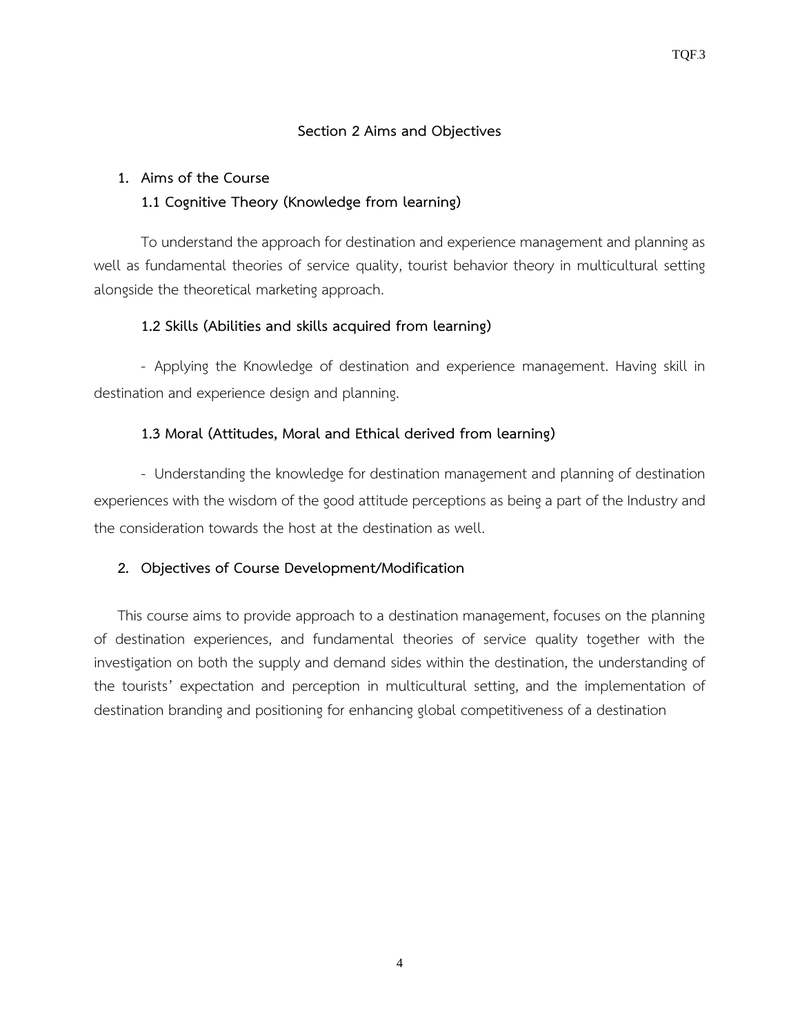## Section 2 Aims and Objectives

1. **Aims of the Course**

### 1.1 Cognitive Theory (Knowledge from learning)

To understand the approach for destination and experience management and planning as well as fundamental theories of service quality, tourist behavior theory in multicultural setting alongside the theoretical marketing approach.

### 1.2 Skills (Abilities and skills acquired from learning)

- Applying the Knowledge of destination and experience management. Having skill in destination and experience design and planning.

### 1.3 Moral (Attitudes, Moral and Ethical derived from learning)

- Understanding the knowledge for destination management and planning of destination experiences with the wisdom of the good attitude perceptions as being a part of the Industry and the consideration towards the host at the destination as well.

2. **Objectives of Course Development/Modification**

This course aims to provide approach to a destination management, focuses on the planning of destination experiences, and fundamental theories of service quality together with the investigation on both the supply and demand sides within the destination, the understanding of the tourists' expectation and perception in multicultural setting, and the implementation of destination branding and positioning for enhancing global competitiveness of a destination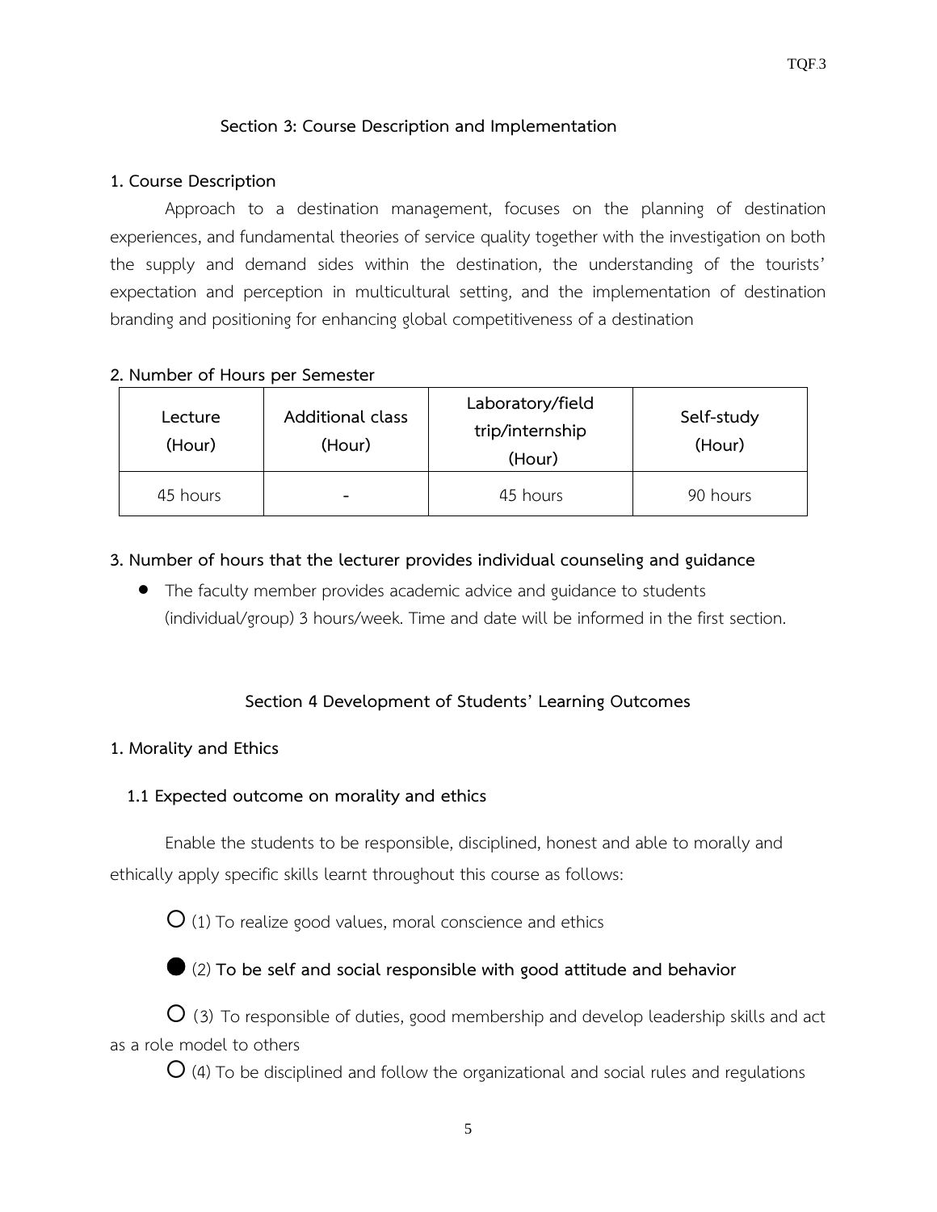## Section 3: Course Description and Implementation

### 1. Course Description

Approach to a destination management, focuses on the planning of destination experiences, and fundamental theories of service quality together with the investigation on both the supply and demand sides within the destination, the understanding of the tourists' expectation and perception in multicultural setting, and the implementation of destination branding and positioning for enhancing global competitiveness of a destination

### 2. Number of Hours per Semester

| Lecture (Hour) | Additional class (Hour) | Laboratory/field trip/internship (Hour) | Self-study (Hour) |
|---|---|---|---|
| 45 hours | - | 45 hours | 90 hours |

### 3. Number of hours that the lecturer provides individual counseling and guidance

- The faculty member provides academic advice and guidance to students (individual/group) 3 hours/week. Time and date will be informed in the first section.

## Section 4 Development of Students' Learning Outcomes

### 1. Morality and Ethics

#### 1.1 Expected outcome on morality and ethics

Enable the students to be responsible, disciplined, honest and able to morally and ethically apply specific skills learnt throughout this course as follows:

○ (1) To realize good values, moral conscience and ethics

● (2) **To be self and social responsible with good attitude and behavior**

○ (3) To responsible of duties, good membership and develop leadership skills and act as a role model to others

○ (4) To be disciplined and follow the organizational and social rules and regulations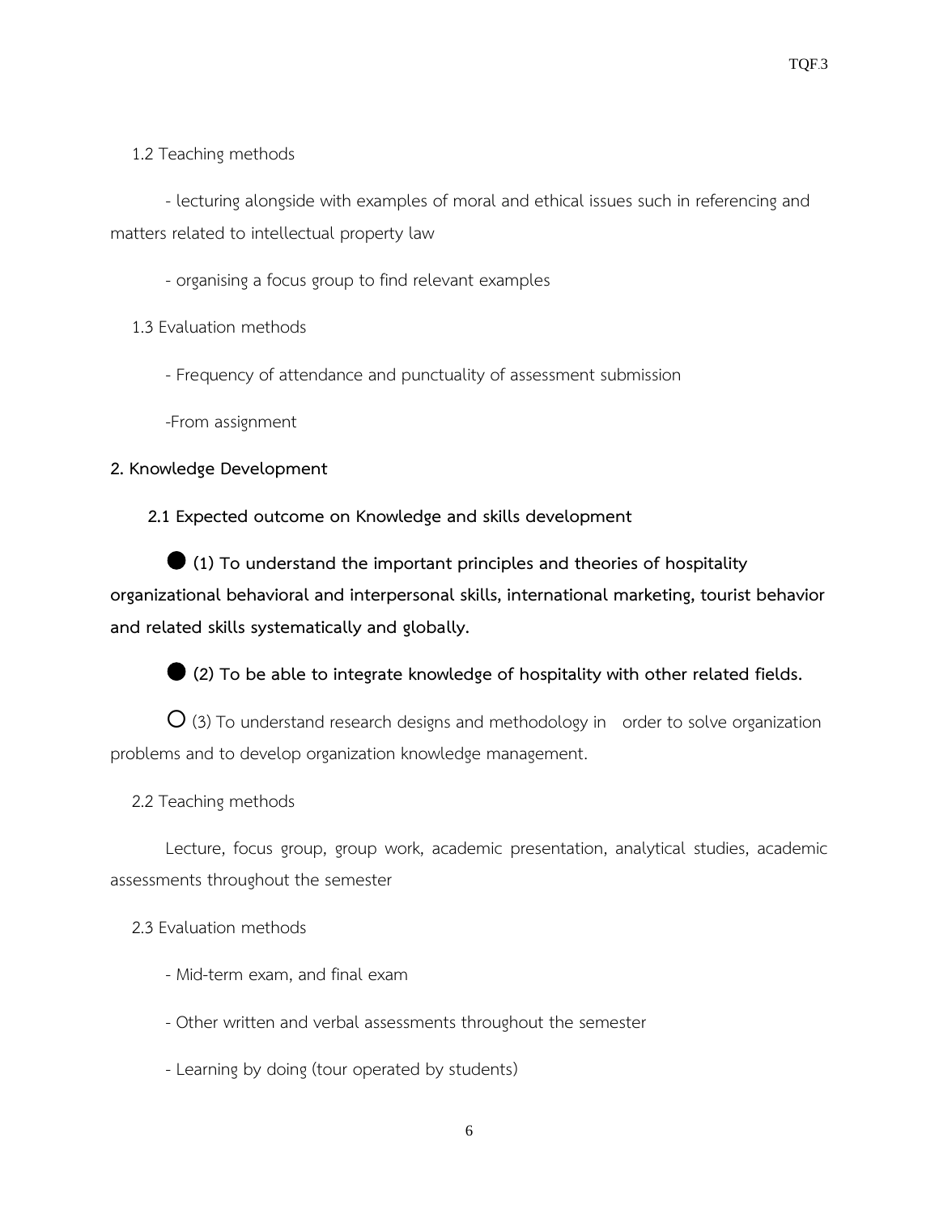1.2 Teaching methods

- lecturing alongside with examples of moral and ethical issues such in referencing and matters related to intellectual property law

- organising a focus group to find relevant examples

1.3 Evaluation methods

- Frequency of attendance and punctuality of assessment submission

-From assignment

**2. Knowledge Development**

**2.1 Expected outcome on Knowledge and skills development**

● **(1) To understand the important principles and theories of hospitality organizational behavioral and interpersonal skills, international marketing, tourist behavior and related skills systematically and globally.**

● **(2) To be able to integrate knowledge of hospitality with other related fields.**

○ (3) To understand research designs and methodology in order to solve organization problems and to develop organization knowledge management.

2.2 Teaching methods

Lecture, focus group, group work, academic presentation, analytical studies, academic assessments throughout the semester

2.3 Evaluation methods

- Mid-term exam, and final exam

- Other written and verbal assessments throughout the semester

- Learning by doing (tour operated by students)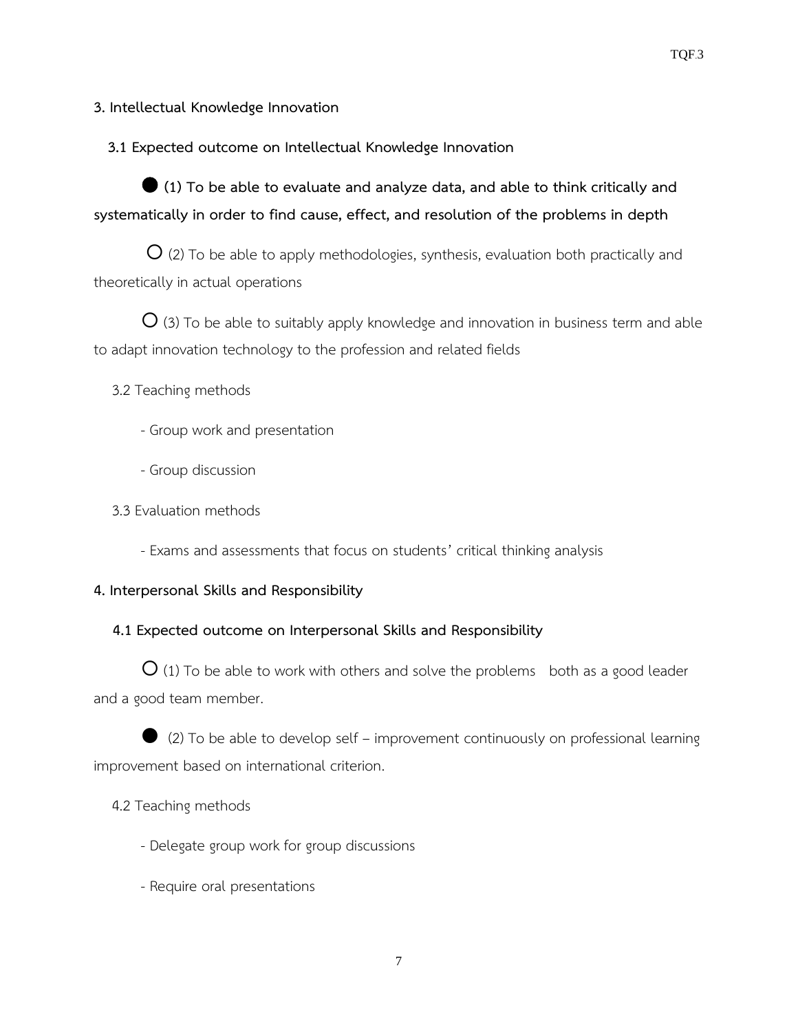### 3. Intellectual Knowledge Innovation

#### 3.1 Expected outcome on Intellectual Knowledge Innovation

● **(1) To be able to evaluate and analyze data, and able to think critically and systematically in order to find cause, effect, and resolution of the problems in depth**

○ (2) To be able to apply methodologies, synthesis, evaluation both practically and theoretically in actual operations

○ (3) To be able to suitably apply knowledge and innovation in business term and able to adapt innovation technology to the profession and related fields

3.2 Teaching methods

- Group work and presentation
- Group discussion

3.3 Evaluation methods

- Exams and assessments that focus on students' critical thinking analysis

### 4. Interpersonal Skills and Responsibility

#### 4.1 Expected outcome on Interpersonal Skills and Responsibility

○ (1) To be able to work with others and solve the problems both as a good leader and a good team member.

● (2) To be able to develop self – improvement continuously on professional learning improvement based on international criterion.

4.2 Teaching methods

- Delegate group work for group discussions
- Require oral presentations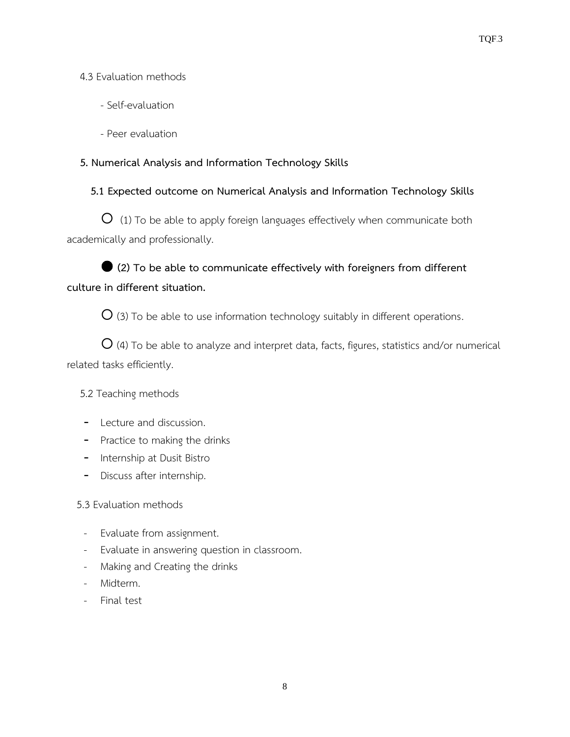4.3 Evaluation methods

- Self-evaluation

- Peer evaluation

**5. Numerical Analysis and Information Technology Skills**

**5.1 Expected outcome on Numerical Analysis and Information Technology Skills**

○ (1) To be able to apply foreign languages effectively when communicate both academically and professionally.

● **(2) To be able to communicate effectively with foreigners from different culture in different situation.**

○ (3) To be able to use information technology suitably in different operations.

○ (4) To be able to analyze and interpret data, facts, figures, statistics and/or numerical related tasks efficiently.

5.2 Teaching methods

- Lecture and discussion.
- Practice to making the drinks
- Internship at Dusit Bistro
- Discuss after internship.

5.3 Evaluation methods

- Evaluate from assignment.
- Evaluate in answering question in classroom.
- Making and Creating the drinks
- Midterm.
- Final test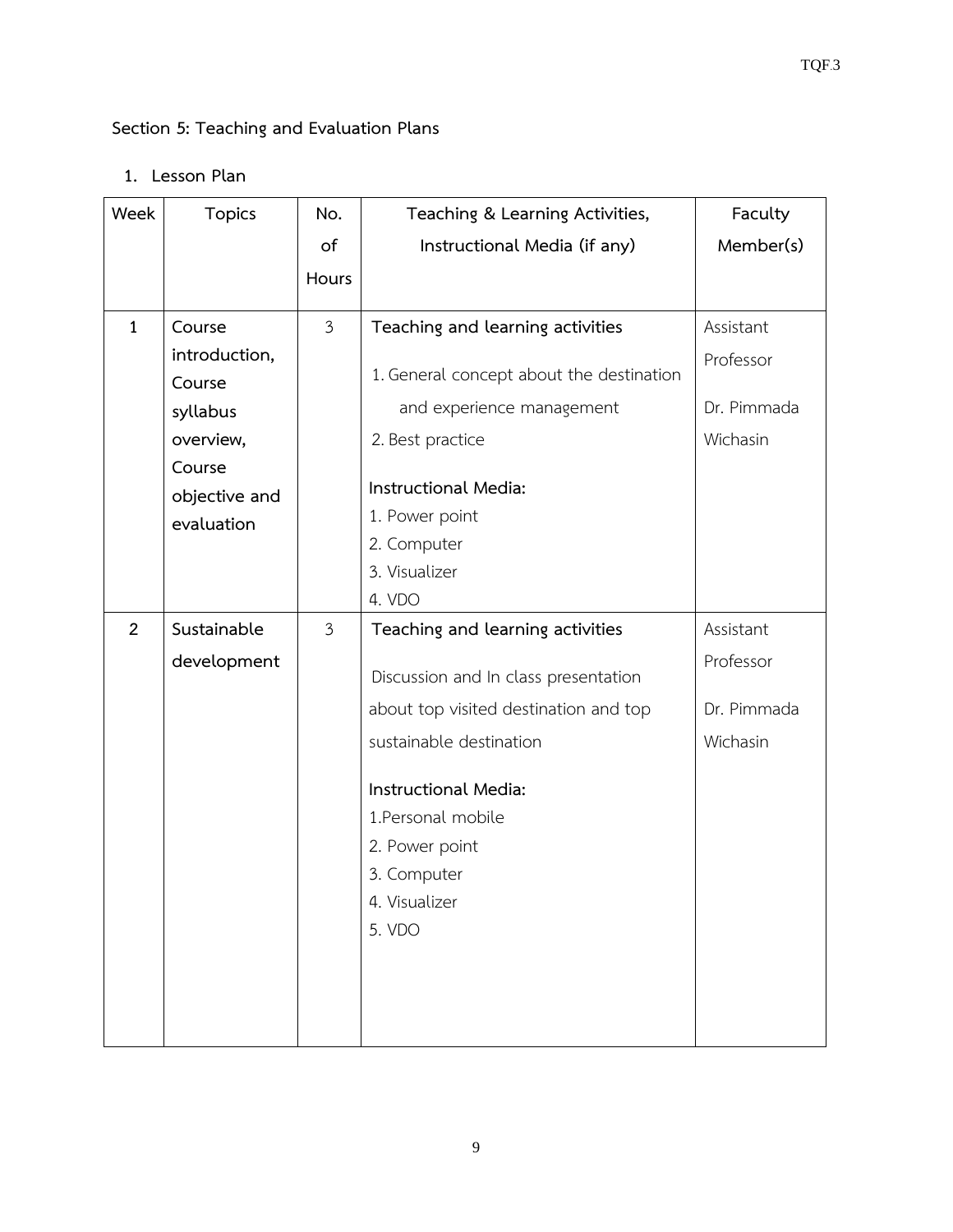## Section 5: Teaching and Evaluation Plans

1. **Lesson Plan**

| Week | Topics | No. of Hours | Teaching & Learning Activities, Instructional Media (if any) | Faculty Member(s) |
|---|---|---|---|---|
| 1 | Course introduction, Course syllabus overview, Course objective and evaluation | 3 | **Teaching and learning activities**<br>1. General concept about the destination and experience management<br>2. Best practice<br>**Instructional Media:**<br>1. Power point<br>2. Computer<br>3. Visualizer<br>4. VDO | Assistant Professor Dr. Pimmada Wichasin |
| 2 | Sustainable development | 3 | **Teaching and learning activities**<br>Discussion and In class presentation about top visited destination and top sustainable destination<br>**Instructional Media:**<br>1.Personal mobile<br>2. Power point<br>3. Computer<br>4. Visualizer<br>5. VDO | Assistant Professor Dr. Pimmada Wichasin |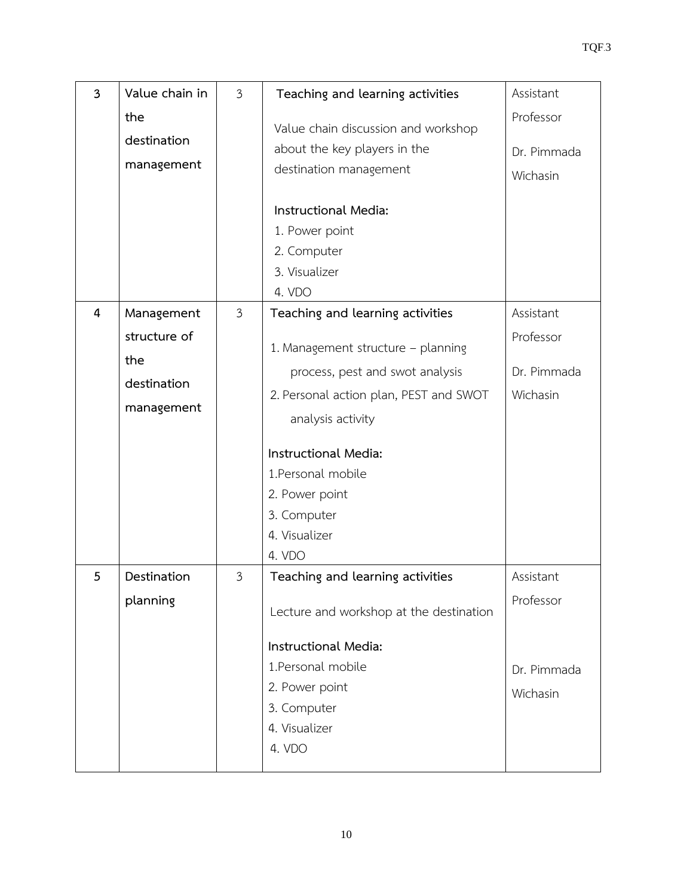| 3 | **Value chain in the destination management** | 3 | **Teaching and learning activities**<br><br>Value chain discussion and workshop about the key players in the destination management<br><br>**Instructional Media:**<br>1. Power point<br>2. Computer<br>3. Visualizer<br>4. VDO | Assistant Professor<br><br>Dr. Pimmada Wichasin |
|---|---|---|---|---|
| 4 | **Management structure of the destination management** | 3 | **Teaching and learning activities**<br><br>1. Management structure – planning process, pest and swot analysis<br>2. Personal action plan, PEST and SWOT analysis activity<br><br>**Instructional Media:**<br>1.Personal mobile<br>2. Power point<br>3. Computer<br>4. Visualizer<br>4. VDO | Assistant Professor<br><br>Dr. Pimmada Wichasin |
| 5 | **Destination planning** | 3 | **Teaching and learning activities**<br><br>Lecture and workshop at the destination<br><br>**Instructional Media:**<br>1.Personal mobile<br>2. Power point<br>3. Computer<br>4. Visualizer<br>4. VDO | Assistant Professor<br><br>Dr. Pimmada Wichasin |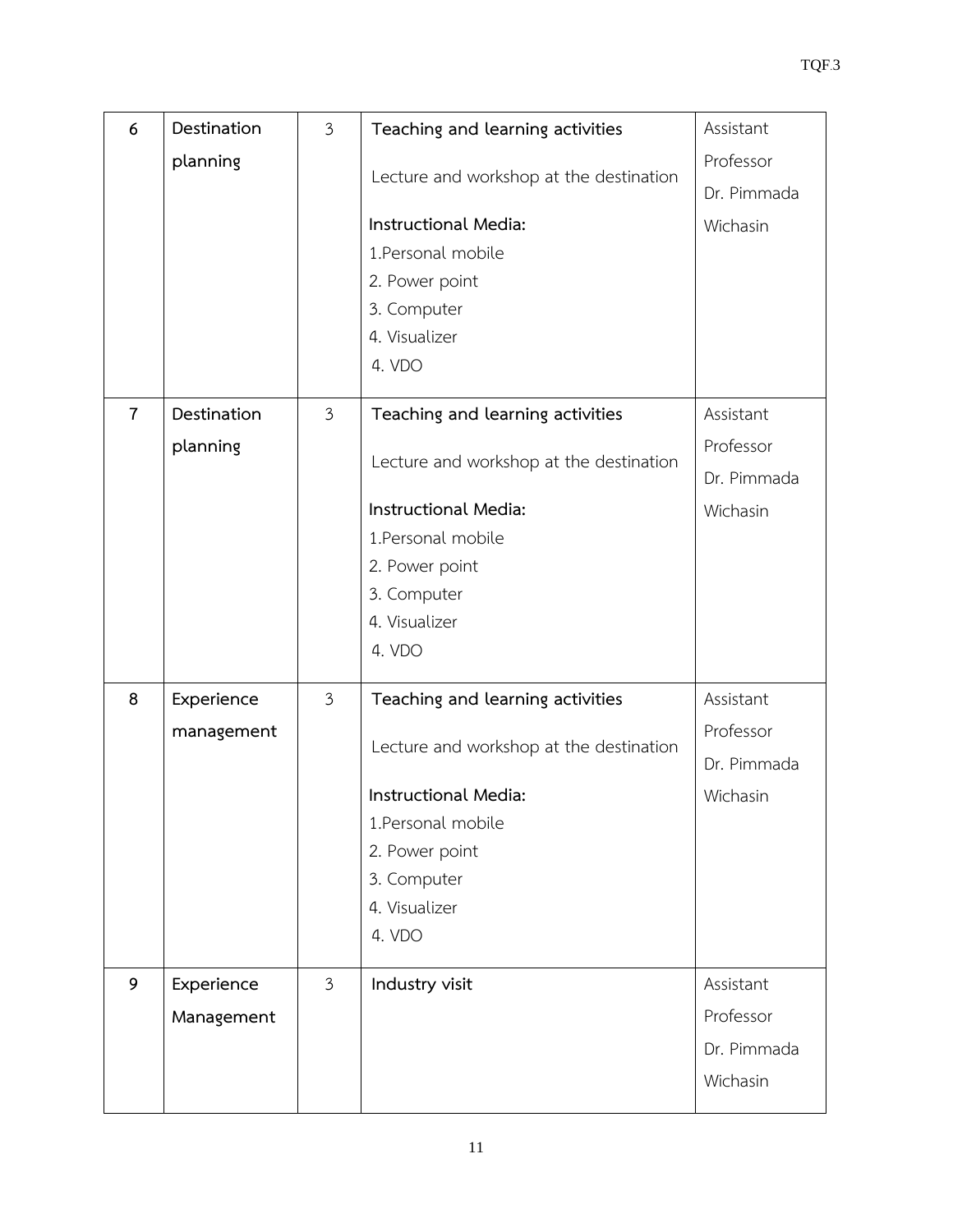| 6 | **Destination planning** | 3 | **Teaching and learning activities**<br><br>Lecture and workshop at the destination<br><br>**Instructional Media:**<br>1.Personal mobile<br>2. Power point<br>3. Computer<br>4. Visualizer<br>4. VDO | Assistant Professor Dr. Pimmada Wichasin |
|---|---|---|---|---|
| 7 | **Destination planning** | 3 | **Teaching and learning activities**<br><br>Lecture and workshop at the destination<br><br>**Instructional Media:**<br>1.Personal mobile<br>2. Power point<br>3. Computer<br>4. Visualizer<br>4. VDO | Assistant Professor Dr. Pimmada Wichasin |
| 8 | **Experience management** | 3 | **Teaching and learning activities**<br><br>Lecture and workshop at the destination<br><br>**Instructional Media:**<br>1.Personal mobile<br>2. Power point<br>3. Computer<br>4. Visualizer<br>4. VDO | Assistant Professor Dr. Pimmada Wichasin |
| 9 | **Experience Management** | 3 | **Industry visit** | Assistant Professor Dr. Pimmada Wichasin |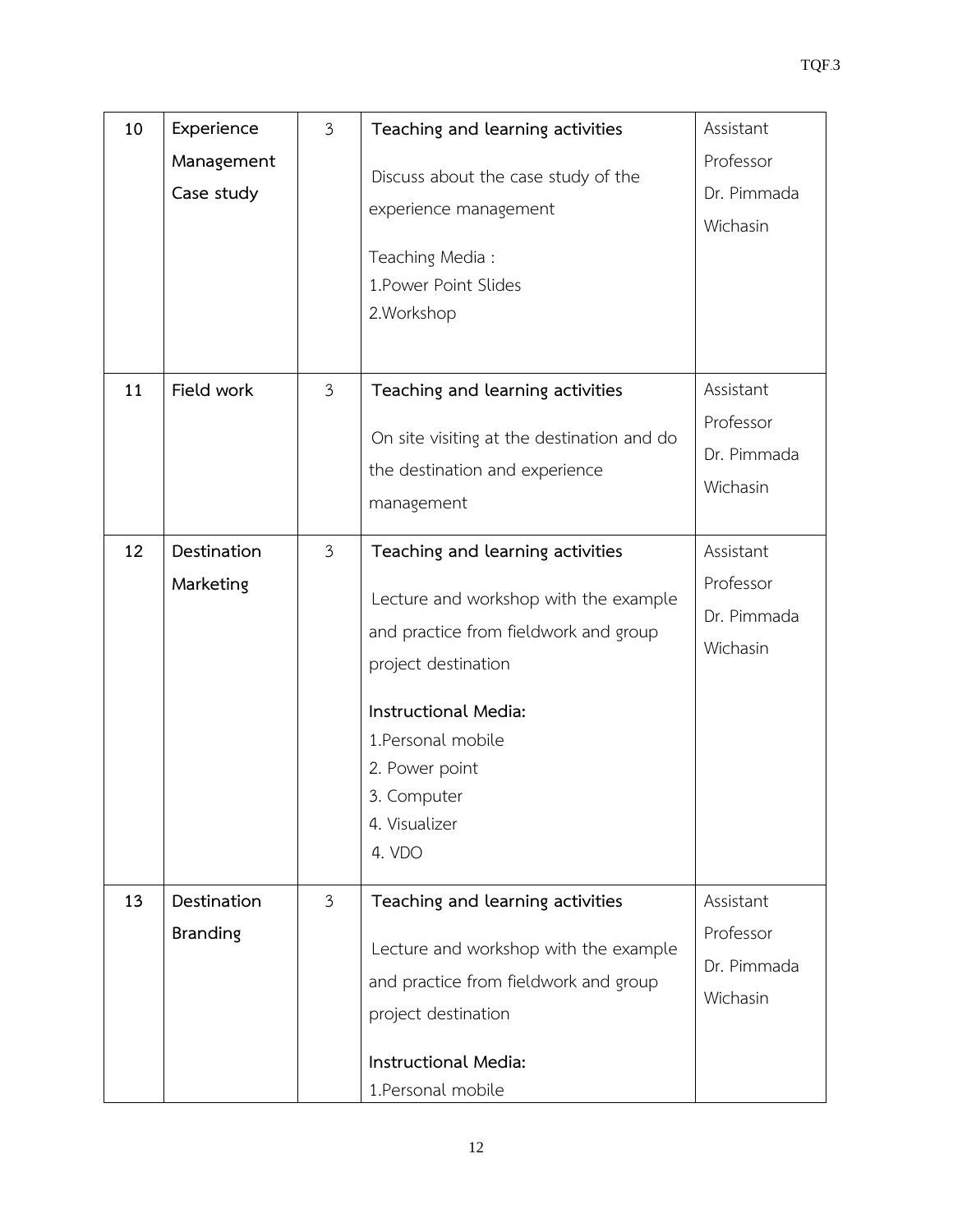| 10 | **Experience Management Case study** | 3 | **Teaching and learning activities**<br><br>Discuss about the case study of the experience management<br><br>Teaching Media :<br>1.Power Point Slides<br>2.Workshop | Assistant Professor Dr. Pimmada Wichasin |
|---|---|---|---|---|
| 11 | **Field work** | 3 | **Teaching and learning activities**<br><br>On site visiting at the destination and do the destination and experience management | Assistant Professor Dr. Pimmada Wichasin |
| 12 | **Destination Marketing** | 3 | **Teaching and learning activities**<br><br>Lecture and workshop with the example and practice from fieldwork and group project destination<br><br>**Instructional Media:**<br>1.Personal mobile<br>2. Power point<br>3. Computer<br>4. Visualizer<br>4. VDO | Assistant Professor Dr. Pimmada Wichasin |
| 13 | **Destination Branding** | 3 | **Teaching and learning activities**<br><br>Lecture and workshop with the example and practice from fieldwork and group project destination<br><br>**Instructional Media:**<br>1.Personal mobile | Assistant Professor Dr. Pimmada Wichasin |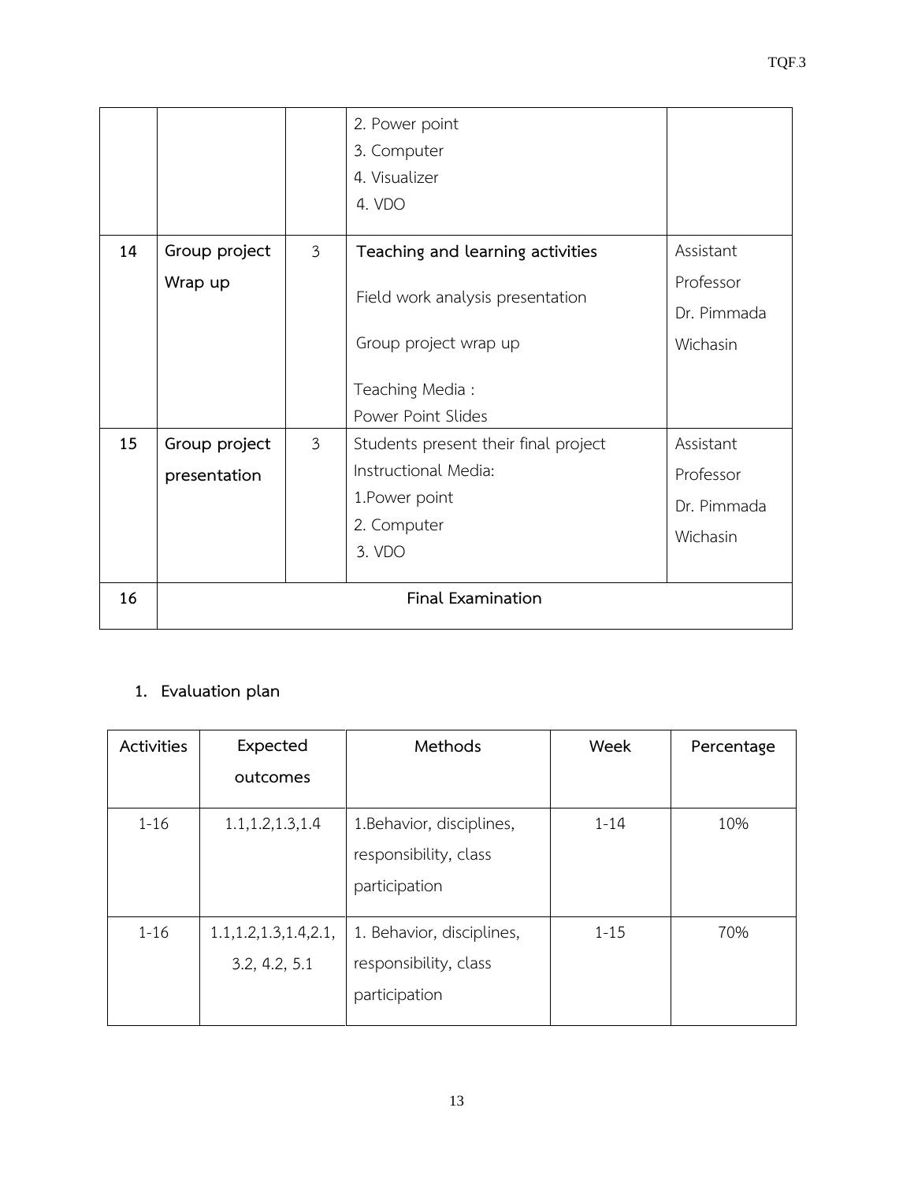| | | | 2. Power point<br>3. Computer<br>4. Visualizer<br>4. VDO | |
|---|---|---|---|---|
| **14** | **Group project Wrap up** | 3 | **Teaching and learning activities**<br><br>Field work analysis presentation<br><br>Group project wrap up<br><br>Teaching Media :<br>Power Point Slides | Assistant Professor Dr. Pimmada Wichasin |
| **15** | **Group project presentation** | 3 | Students present their final project<br>Instructional Media:<br>1.Power point<br>2. Computer<br>3. VDO | Assistant Professor Dr. Pimmada Wichasin |
| **16** | **Final Examination** | | | |

1. **Evaluation plan**

| Activities | Expected outcomes | Methods | Week | Percentage |
|---|---|---|---|---|
| 1-16 | 1.1,1.2,1.3,1.4 | 1.Behavior, disciplines, responsibility, class participation | 1-14 | 10% |
| 1-16 | 1.1,1.2,1.3,1.4,2.1, 3.2, 4.2, 5.1 | 1. Behavior, disciplines, responsibility, class participation | 1-15 | 70% |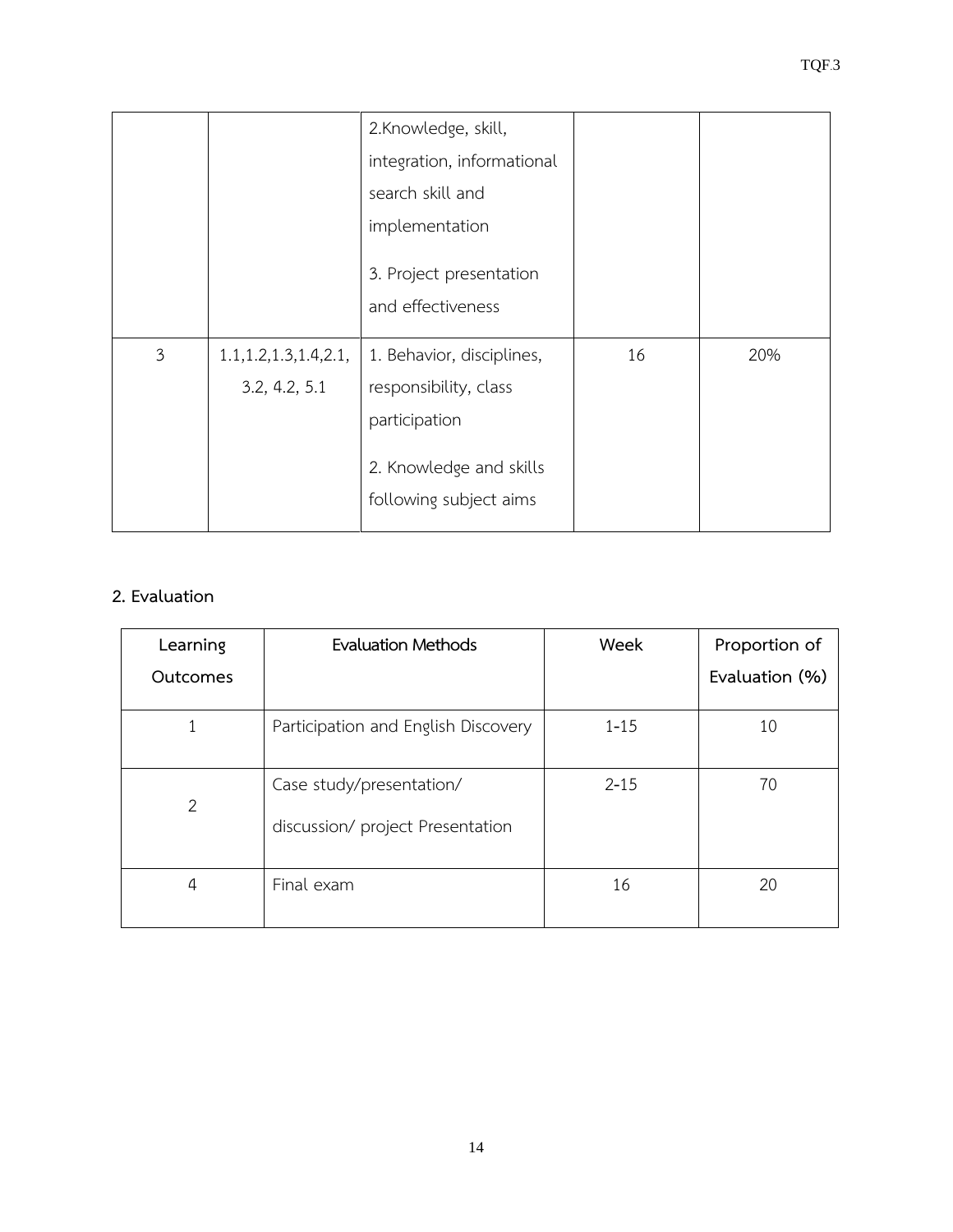| | | 2.Knowledge, skill, integration, informational search skill and implementation<br><br>3. Project presentation and effectiveness | | |
|---|---|---|---|---|
| 3 | 1.1,1.2,1.3,1.4,2.1, 3.2, 4.2, 5.1 | 1. Behavior, disciplines, responsibility, class participation<br><br>2. Knowledge and skills following subject aims | 16 | 20% |

**2. Evaluation**

| Learning Outcomes | Evaluation Methods | Week | Proportion of Evaluation (%) |
|---|---|---|---|
| 1 | Participation and English Discovery | 1-15 | 10 |
| 2 | Case study/presentation/ discussion/ project Presentation | 2-15 | 70 |
| 4 | Final exam | 16 | 20 |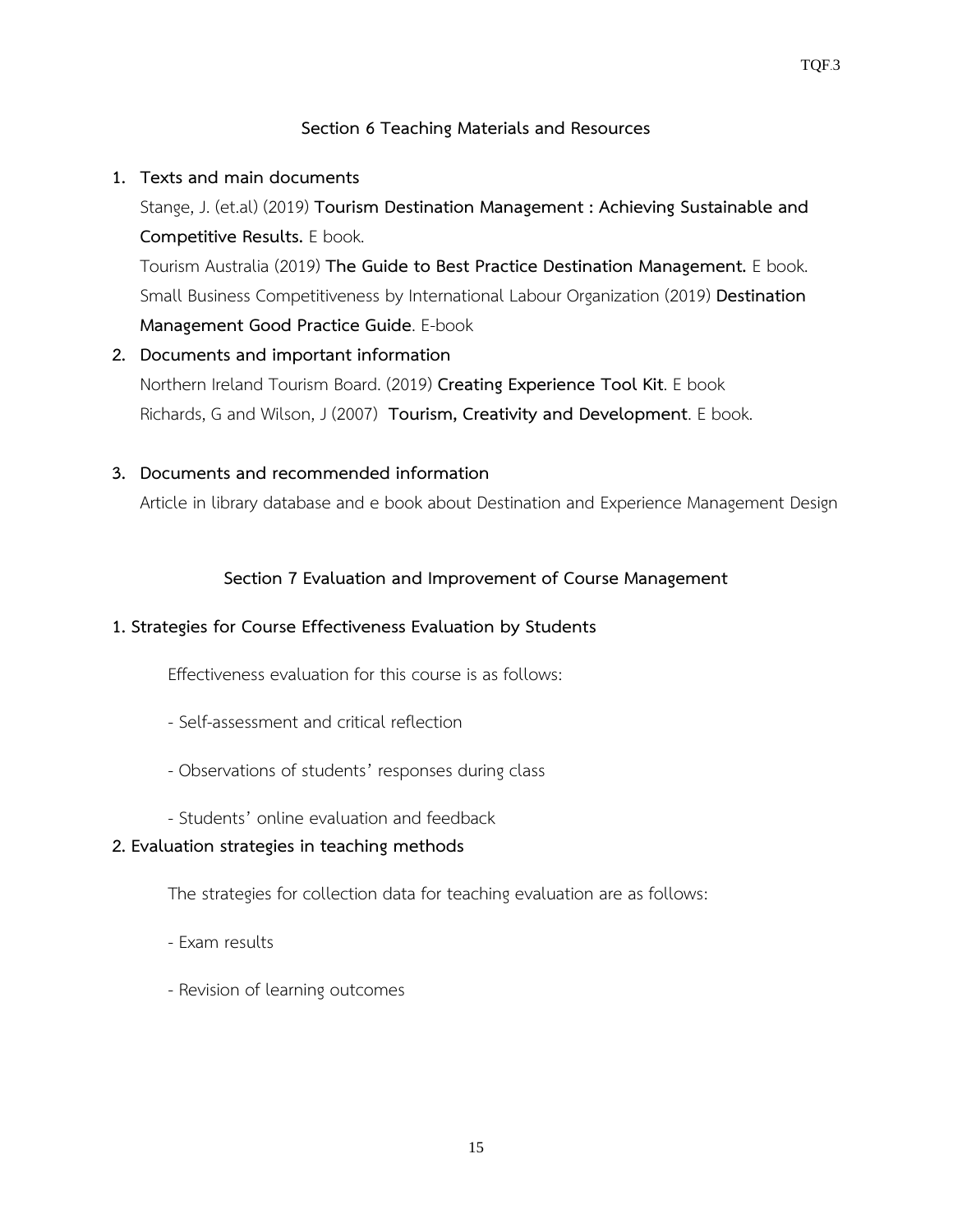## Section 6 Teaching Materials and Resources

1. **Texts and main documents**

   Stange, J. (et.al) (2019) **Tourism Destination Management : Achieving Sustainable and Competitive Results.** E book.

   Tourism Australia (2019) **The Guide to Best Practice Destination Management.** E book.

   Small Business Competitiveness by International Labour Organization (2019) **Destination Management Good Practice Guide**. E-book

2. **Documents and important information**

   Northern Ireland Tourism Board. (2019) **Creating Experience Tool Kit**. E book

   Richards, G and Wilson, J (2007) **Tourism, Creativity and Development**. E book.

3. **Documents and recommended information**

   Article in library database and e book about Destination and Experience Management Design

## Section 7 Evaluation and Improvement of Course Management

**1. Strategies for Course Effectiveness Evaluation by Students**

Effectiveness evaluation for this course is as follows:

- Self-assessment and critical reflection
- Observations of students' responses during class
- Students' online evaluation and feedback

**2. Evaluation strategies in teaching methods**

The strategies for collection data for teaching evaluation are as follows:

- Exam results
- Revision of learning outcomes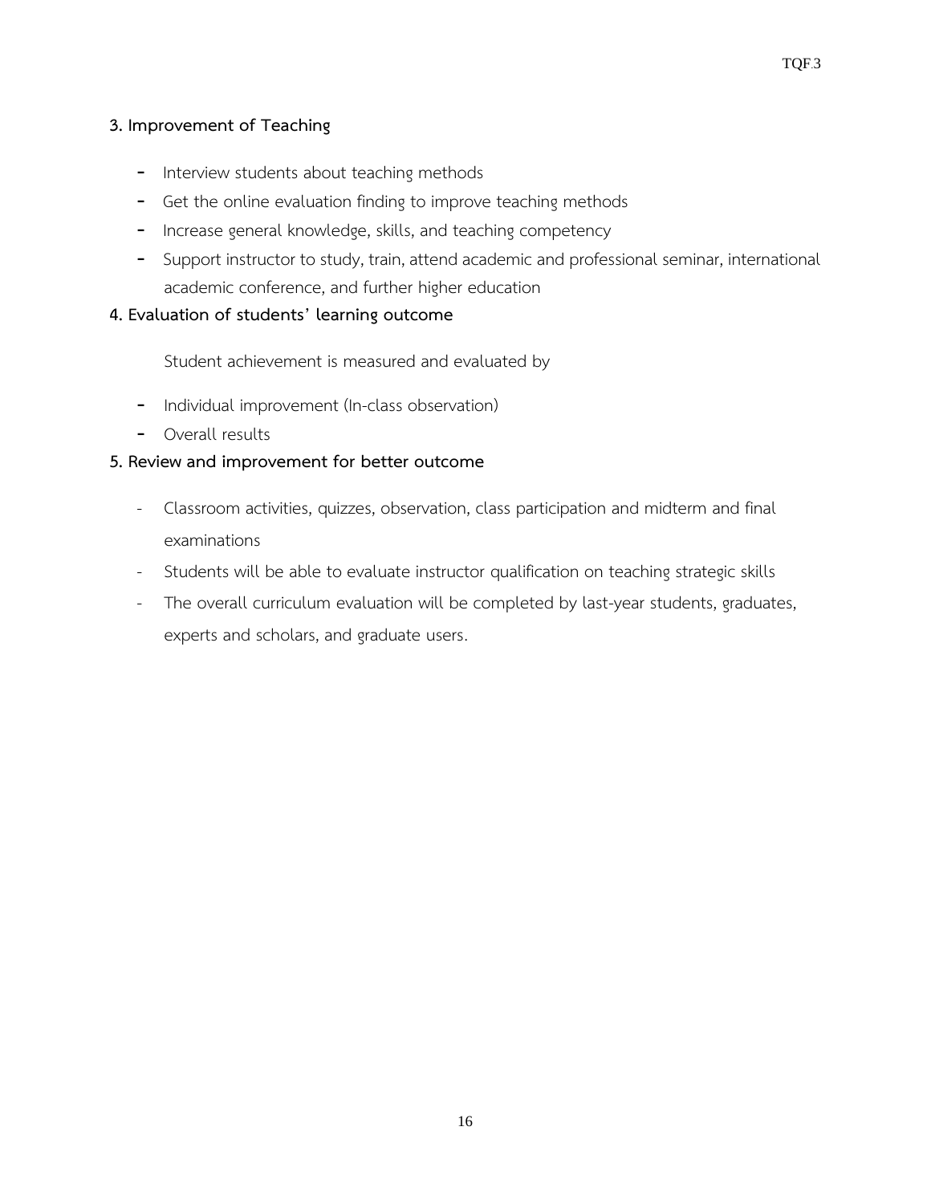### 3. Improvement of Teaching

- Interview students about teaching methods
- Get the online evaluation finding to improve teaching methods
- Increase general knowledge, skills, and teaching competency
- Support instructor to study, train, attend academic and professional seminar, international academic conference, and further higher education

### 4. Evaluation of students' learning outcome

Student achievement is measured and evaluated by

- Individual improvement (In-class observation)
- Overall results

### 5. Review and improvement for better outcome

- Classroom activities, quizzes, observation, class participation and midterm and final examinations
- Students will be able to evaluate instructor qualification on teaching strategic skills
- The overall curriculum evaluation will be completed by last-year students, graduates, experts and scholars, and graduate users.